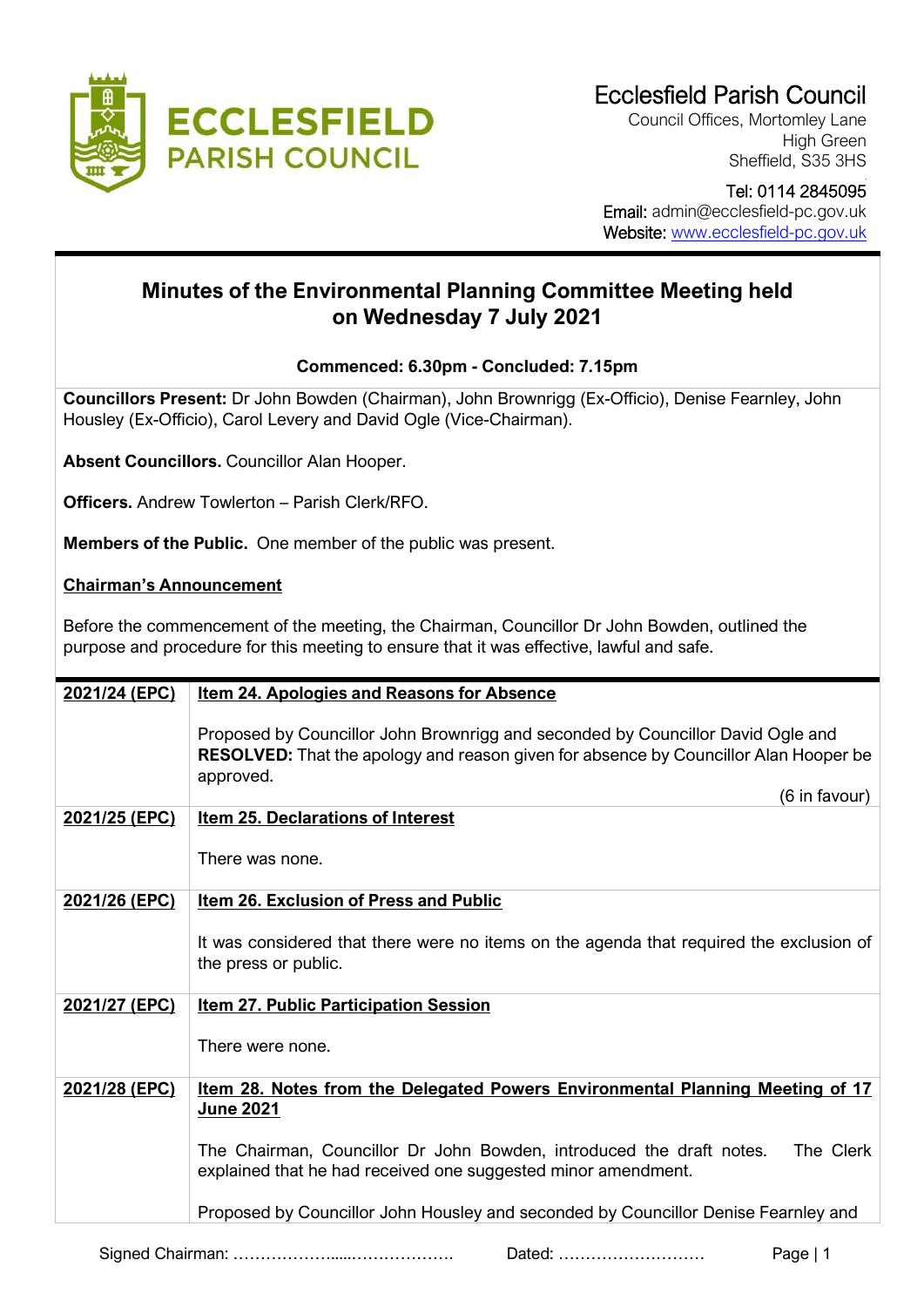**ECCLESFIELD PARISH COUNCIL**

Ecclesfield Parish Council
Council Offices, Mortomley Lane
High Green
Sheffield, S35 3HS

Tel: 0114 2845095
Email: admin@ecclesfield-pc.gov.uk
Website: www.ecclesfield-pc.gov.uk

# Minutes of the Environmental Planning Committee Meeting held on Wednesday 7 July 2021

**Commenced: 6.30pm - Concluded: 7.15pm**

**Councillors Present:** Dr John Bowden (Chairman), John Brownrigg (Ex-Officio), Denise Fearnley, John Housley (Ex-Officio), Carol Levery and David Ogle (Vice-Chairman).

**Absent Councillors.** Councillor Alan Hooper.

**Officers.** Andrew Towlerton – Parish Clerk/RFO.

**Members of the Public.** One member of the public was present.

**Chairman's Announcement**

Before the commencement of the meeting, the Chairman, Councillor Dr John Bowden, outlined the purpose and procedure for this meeting to ensure that it was effective, lawful and safe.

| | |
|---|---|
| **2021/24 (EPC)** | **Item 24. Apologies and Reasons for Absence**<br><br>Proposed by Councillor John Brownrigg and seconded by Councillor David Ogle and **RESOLVED:** That the apology and reason given for absence by Councillor Alan Hooper be approved.<br><br>(6 in favour) |
| **2021/25 (EPC)** | **Item 25. Declarations of Interest**<br><br>There was none. |
| **2021/26 (EPC)** | **Item 26. Exclusion of Press and Public**<br><br>It was considered that there were no items on the agenda that required the exclusion of the press or public. |
| **2021/27 (EPC)** | **Item 27. Public Participation Session**<br><br>There were none. |
| **2021/28 (EPC)** | **Item 28. Notes from the Delegated Powers Environmental Planning Meeting of 17 June 2021**<br><br>The Chairman, Councillor Dr John Bowden, introduced the draft notes. The Clerk explained that he had received one suggested minor amendment.<br><br>Proposed by Councillor John Housley and seconded by Councillor Denise Fearnley and |

Signed Chairman: ……………………………………… Dated: ………………………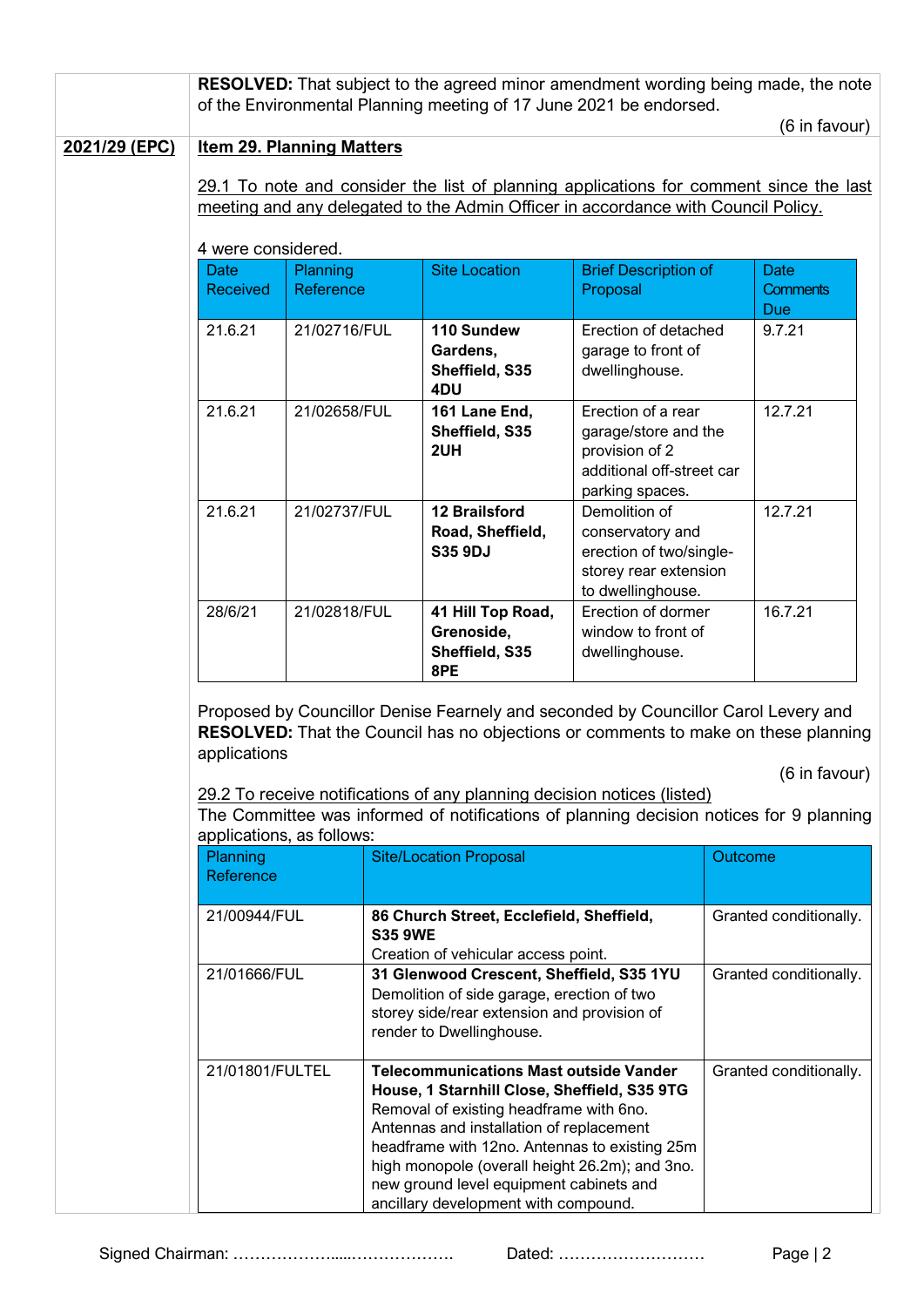**RESOLVED:** That subject to the agreed minor amendment wording being made, the note of the Environmental Planning meeting of 17 June 2021 be endorsed.

(6 in favour)

**2021/29 (EPC)** **Item 29. Planning Matters**

29.1 To note and consider the list of planning applications for comment since the last meeting and any delegated to the Admin Officer in accordance with Council Policy.

4 were considered.

| Date Received | Planning Reference | Site Location | Brief Description of Proposal | Date Comments Due |
|---|---|---|---|---|
| 21.6.21 | 21/02716/FUL | **110 Sundew Gardens, Sheffield, S35 4DU** | Erection of detached garage to front of dwellinghouse. | 9.7.21 |
| 21.6.21 | 21/02658/FUL | **161 Lane End, Sheffield, S35 2UH** | Erection of a rear garage/store and the provision of 2 additional off-street car parking spaces. | 12.7.21 |
| 21.6.21 | 21/02737/FUL | **12 Brailsford Road, Sheffield, S35 9DJ** | Demolition of conservatory and erection of two/single-storey rear extension to dwellinghouse. | 12.7.21 |
| 28/6/21 | 21/02818/FUL | **41 Hill Top Road, Grenoside, Sheffield, S35 8PE** | Erection of dormer window to front of dwellinghouse. | 16.7.21 |

Proposed by Councillor Denise Fearnely and seconded by Councillor Carol Levery and **RESOLVED:** That the Council has no objections or comments to make on these planning applications

(6 in favour)

29.2 To receive notifications of any planning decision notices (listed)

The Committee was informed of notifications of planning decision notices for 9 planning applications, as follows:

| Planning Reference | Site/Location Proposal | Outcome |
|---|---|---|
| 21/00944/FUL | **86 Church Street, Ecclefield, Sheffield, S35 9WE** Creation of vehicular access point. | Granted conditionally. |
| 21/01666/FUL | **31 Glenwood Crescent, Sheffield, S35 1YU** Demolition of side garage, erection of two storey side/rear extension and provision of render to Dwellinghouse. | Granted conditionally. |
| 21/01801/FULTEL | **Telecommunications Mast outside Vander House, 1 Starnhill Close, Sheffield, S35 9TG** Removal of existing headframe with 6no. Antennas and installation of replacement headframe with 12no. Antennas to existing 25m high monopole (overall height 26.2m); and 3no. new ground level equipment cabinets and ancillary development with compound. | Granted conditionally. |

Signed Chairman: ………………....………………. Dated: ………………………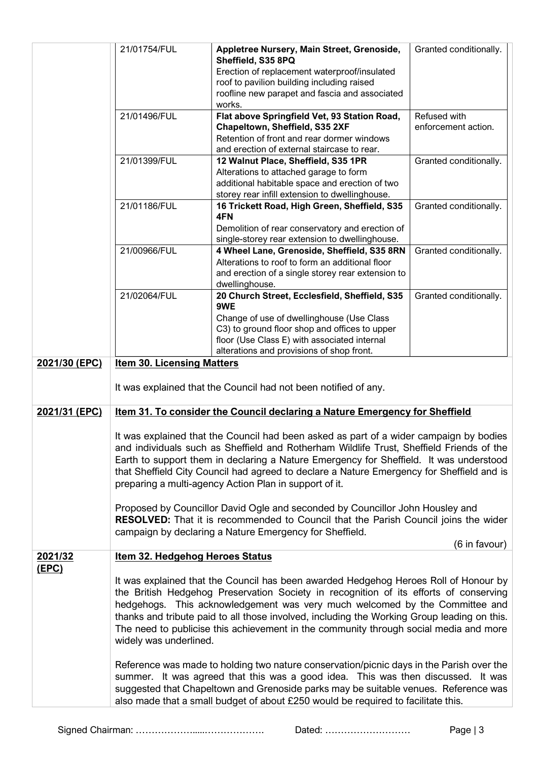| | Reference | Address / Proposal | Decision |
|---|---|---|---|
| | 21/01754/FUL | **Appletree Nursery, Main Street, Grenoside, Sheffield, S35 8PQ** Erection of replacement waterproof/insulated roof to pavilion building including raised roofline new parapet and fascia and associated works. | Granted conditionally. |
| | 21/01496/FUL | **Flat above Springfield Vet, 93 Station Road, Chapeltown, Sheffield, S35 2XF** Retention of front and rear dormer windows and erection of external staircase to rear. | Refused with enforcement action. |
| | 21/01399/FUL | **12 Walnut Place, Sheffield, S35 1PR** Alterations to attached garage to form additional habitable space and erection of two storey rear infill extension to dwellinghouse. | Granted conditionally. |
| | 21/01186/FUL | **16 Trickett Road, High Green, Sheffield, S35 4FN** Demolition of rear conservatory and erection of single-storey rear extension to dwellinghouse. | Granted conditionally. |
| | 21/00966/FUL | **4 Wheel Lane, Grenoside, Sheffield, S35 8RN** Alterations to roof to form an additional floor and erection of a single storey rear extension to dwellinghouse. | Granted conditionally. |
| | 21/02064/FUL | **20 Church Street, Ecclesfield, Sheffield, S35 9WE** Change of use of dwellinghouse (Use Class C3) to ground floor shop and offices to upper floor (Use Class E) with associated internal alterations and provisions of shop front. | Granted conditionally. |

**2021/30 (EPC)** **Item 30. Licensing Matters**

It was explained that the Council had not been notified of any.

**2021/31 (EPC)** **Item 31. To consider the Council declaring a Nature Emergency for Sheffield**

It was explained that the Council had been asked as part of a wider campaign by bodies and individuals such as Sheffield and Rotherham Wildlife Trust, Sheffield Friends of the Earth to support them in declaring a Nature Emergency for Sheffield. It was understood that Sheffield City Council had agreed to declare a Nature Emergency for Sheffield and is preparing a multi-agency Action Plan in support of it.

Proposed by Councillor David Ogle and seconded by Councillor John Housley and **RESOLVED:** That it is recommended to Council that the Parish Council joins the wider campaign by declaring a Nature Emergency for Sheffield.

(6 in favour)

**2021/32 (EPC)** **Item 32. Hedgehog Heroes Status**

It was explained that the Council has been awarded Hedgehog Heroes Roll of Honour by the British Hedgehog Preservation Society in recognition of its efforts of conserving hedgehogs. This acknowledgement was very much welcomed by the Committee and thanks and tribute paid to all those involved, including the Working Group leading on this. The need to publicise this achievement in the community through social media and more widely was underlined.

Reference was made to holding two nature conservation/picnic days in the Parish over the summer. It was agreed that this was a good idea. This was then discussed. It was suggested that Chapeltown and Grenoside parks may be suitable venues. Reference was also made that a small budget of about £250 would be required to facilitate this.

Signed Chairman: ………………....………………. Dated: ………………………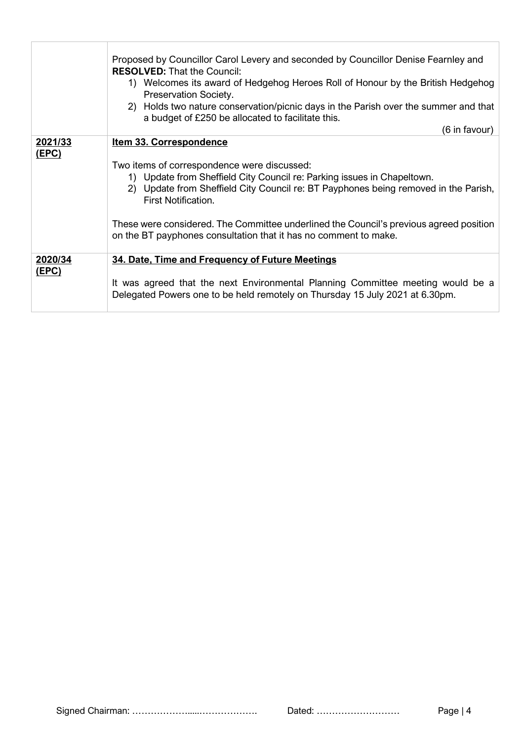| | |
|---|---|
| | Proposed by Councillor Carol Levery and seconded by Councillor Denise Fearnley and **RESOLVED:** That the Council:<br>1) Welcomes its award of Hedgehog Heroes Roll of Honour by the British Hedgehog Preservation Society.<br>2) Holds two nature conservation/picnic days in the Parish over the summer and that a budget of £250 be allocated to facilitate this.<br>(6 in favour) |
| **2021/33 (EPC)** | **Item 33. Correspondence**<br><br>Two items of correspondence were discussed:<br>1) Update from Sheffield City Council re: Parking issues in Chapeltown.<br>2) Update from Sheffield City Council re: BT Payphones being removed in the Parish, First Notification.<br><br>These were considered. The Committee underlined the Council's previous agreed position on the BT payphones consultation that it has no comment to make. |
| **2020/34 (EPC)** | **34. Date, Time and Frequency of Future Meetings**<br><br>It was agreed that the next Environmental Planning Committee meeting would be a Delegated Powers one to be held remotely on Thursday 15 July 2021 at 6.30pm. |

Signed Chairman: ……………….....………………. Dated: ………………………